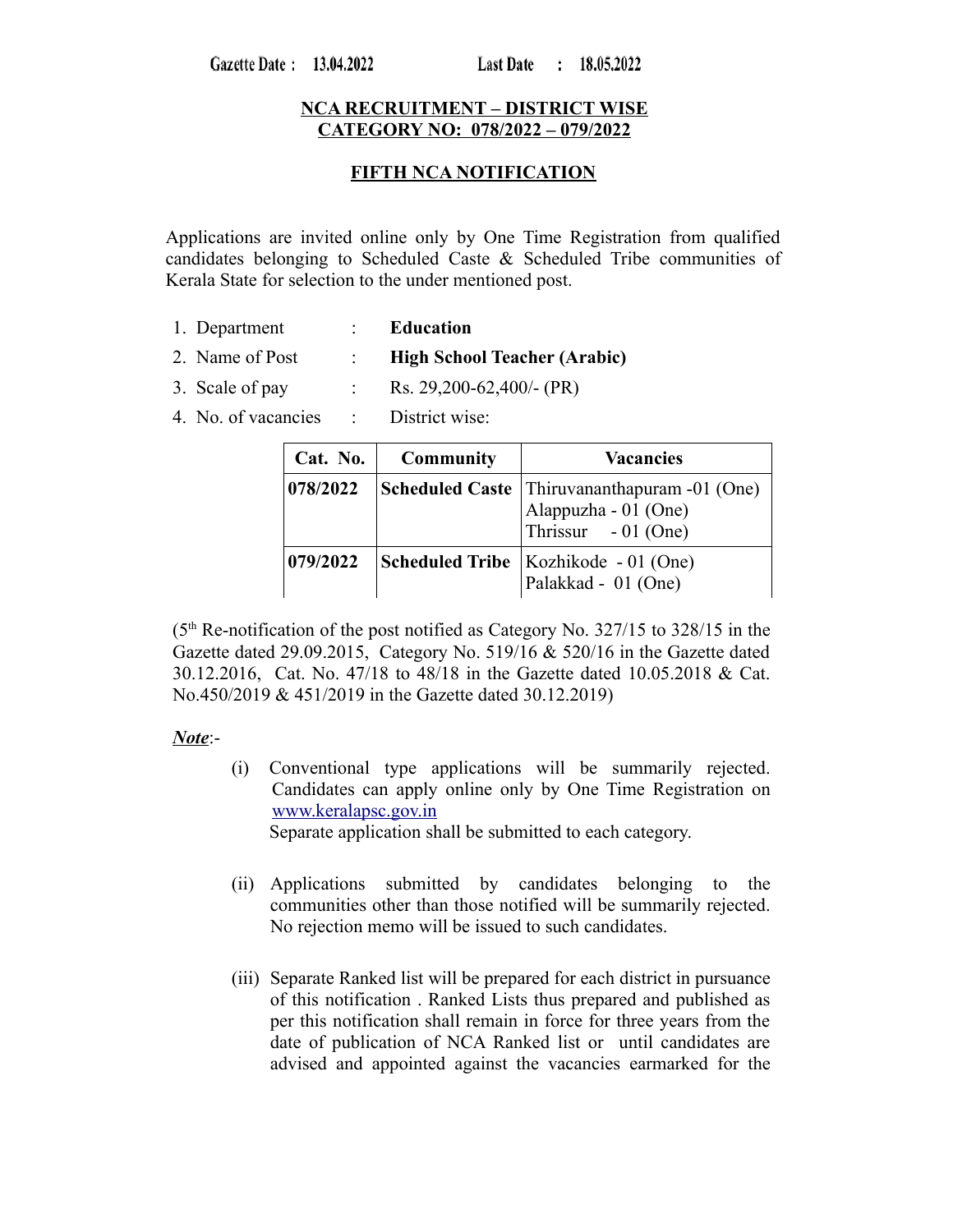Gazette Date : 13.04.2022 Last Date : 18.05.2022

**NCA RECRUITMENT – DISTRICT WISE**
**CATEGORY NO: 078/2022 – 079/2022**

**FIFTH NCA NOTIFICATION**

Applications are invited online only by One Time Registration from qualified candidates belonging to Scheduled Caste & Scheduled Tribe communities of Kerala State for selection to the under mentioned post.

1. Department : **Education**
2. Name of Post : **High School Teacher (Arabic)**
3. Scale of pay : Rs. 29,200-62,400/- (PR)
4. No. of vacancies : District wise:

| Cat. No. | Community | Vacancies |
|---|---|---|
| **078/2022** | **Scheduled Caste** | Thiruvananthapuram -01 (One)<br>Alappuzha - 01 (One)<br>Thrissur - 01 (One) |
| **079/2022** | **Scheduled Tribe** | Kozhikode - 01 (One)<br>Palakkad - 01 (One) |

(5th Re-notification of the post notified as Category No. 327/15 to 328/15 in the Gazette dated 29.09.2015, Category No. 519/16 & 520/16 in the Gazette dated 30.12.2016, Cat. No. 47/18 to 48/18 in the Gazette dated 10.05.2018 & Cat. No.450/2019 & 451/2019 in the Gazette dated 30.12.2019)

***Note***:-

(i) Conventional type applications will be summarily rejected. Candidates can apply online only by One Time Registration on www.keralapsc.gov.in
Separate application shall be submitted to each category.

(ii) Applications submitted by candidates belonging to the communities other than those notified will be summarily rejected. No rejection memo will be issued to such candidates.

(iii) Separate Ranked list will be prepared for each district in pursuance of this notification . Ranked Lists thus prepared and published as per this notification shall remain in force for three years from the date of publication of NCA Ranked list or until candidates are advised and appointed against the vacancies earmarked for the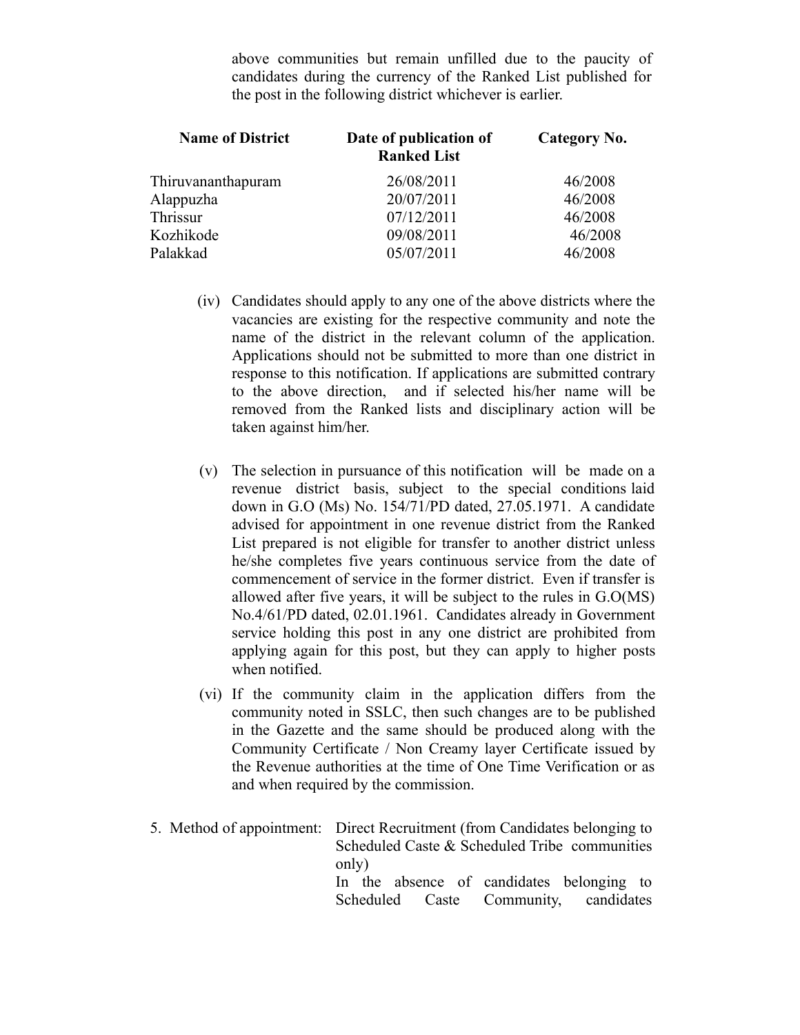above communities but remain unfilled due to the paucity of candidates during the currency of the Ranked List published for the post in the following district whichever is earlier.

| Name of District | Date of publication of Ranked List | Category No. |
|---|---|---|
| Thiruvananthapuram | 26/08/2011 | 46/2008 |
| Alappuzha | 20/07/2011 | 46/2008 |
| Thrissur | 07/12/2011 | 46/2008 |
| Kozhikode | 09/08/2011 | 46/2008 |
| Palakkad | 05/07/2011 | 46/2008 |

(iv) Candidates should apply to any one of the above districts where the vacancies are existing for the respective community and note the name of the district in the relevant column of the application. Applications should not be submitted to more than one district in response to this notification. If applications are submitted contrary to the above direction, and if selected his/her name will be removed from the Ranked lists and disciplinary action will be taken against him/her.

(v) The selection in pursuance of this notification will be made on a revenue district basis, subject to the special conditions laid down in G.O (Ms) No. 154/71/PD dated, 27.05.1971. A candidate advised for appointment in one revenue district from the Ranked List prepared is not eligible for transfer to another district unless he/she completes five years continuous service from the date of commencement of service in the former district. Even if transfer is allowed after five years, it will be subject to the rules in G.O(MS) No.4/61/PD dated, 02.01.1961. Candidates already in Government service holding this post in any one district are prohibited from applying again for this post, but they can apply to higher posts when notified.

(vi) If the community claim in the application differs from the community noted in SSLC, then such changes are to be published in the Gazette and the same should be produced along with the Community Certificate / Non Creamy layer Certificate issued by the Revenue authorities at the time of One Time Verification or as and when required by the commission.

5. Method of appointment: Direct Recruitment (from Candidates belonging to Scheduled Caste & Scheduled Tribe communities only)
In the absence of candidates belonging to Scheduled Caste Community, candidates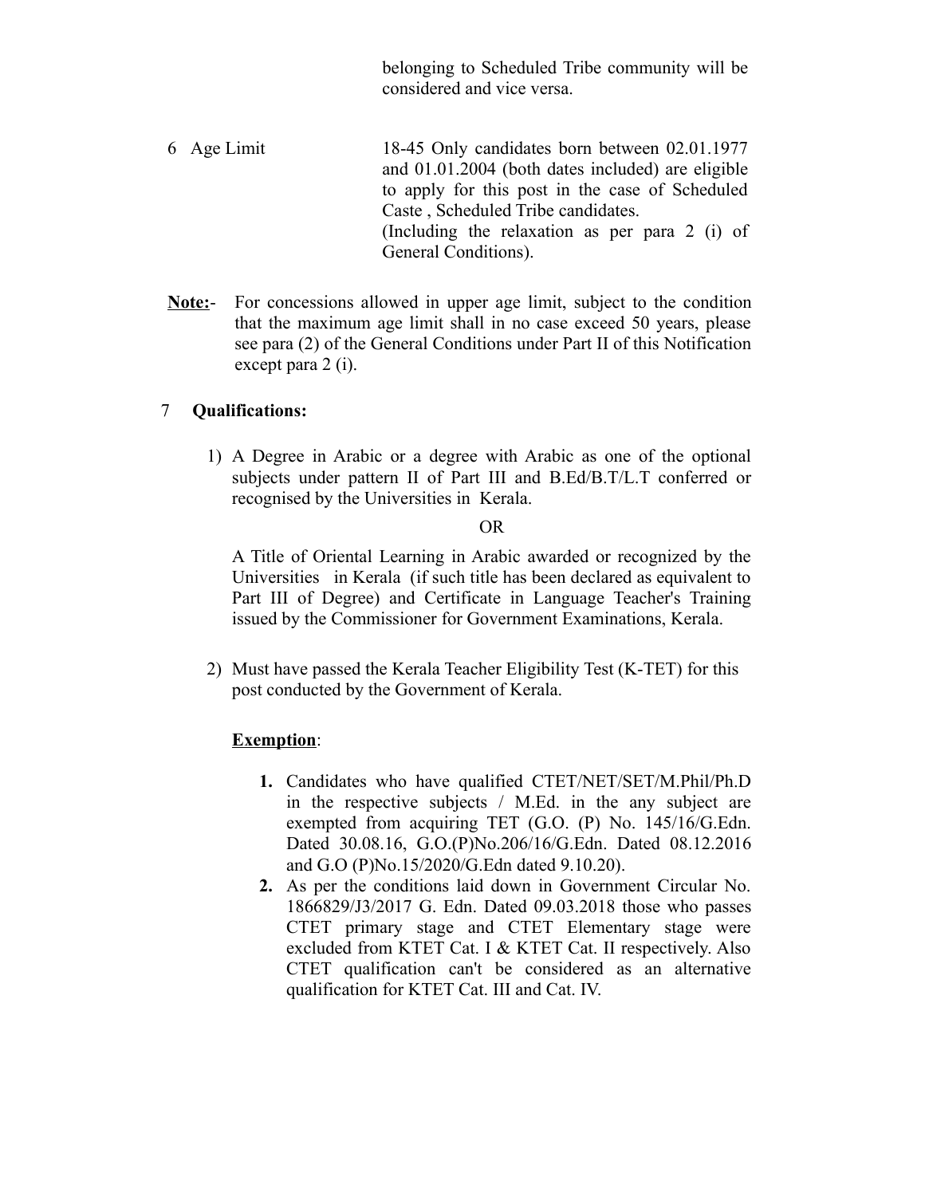belonging to Scheduled Tribe community will be considered and vice versa.

6 Age Limit — 18-45 Only candidates born between 02.01.1977 and 01.01.2004 (both dates included) are eligible to apply for this post in the case of Scheduled Caste , Scheduled Tribe candidates.
(Including the relaxation as per para 2 (i) of General Conditions).

**Note:**- For concessions allowed in upper age limit, subject to the condition that the maximum age limit shall in no case exceed 50 years, please see para (2) of the General Conditions under Part II of this Notification except para 2 (i).

7 **Qualifications:**

1) A Degree in Arabic or a degree with Arabic as one of the optional subjects under pattern II of Part III and B.Ed/B.T/L.T conferred or recognised by the Universities in Kerala.

   OR

   A Title of Oriental Learning in Arabic awarded or recognized by the Universities in Kerala (if such title has been declared as equivalent to Part III of Degree) and Certificate in Language Teacher's Training issued by the Commissioner for Government Examinations, Kerala.

2) Must have passed the Kerala Teacher Eligibility Test (K-TET) for this post conducted by the Government of Kerala.

**Exemption**:

1. Candidates who have qualified CTET/NET/SET/M.Phil/Ph.D in the respective subjects / M.Ed. in the any subject are exempted from acquiring TET (G.O. (P) No. 145/16/G.Edn. Dated 30.08.16, G.O.(P)No.206/16/G.Edn. Dated 08.12.2016 and G.O (P)No.15/2020/G.Edn dated 9.10.20).
2. As per the conditions laid down in Government Circular No. 1866829/J3/2017 G. Edn. Dated 09.03.2018 those who passes CTET primary stage and CTET Elementary stage were excluded from KTET Cat. I & KTET Cat. II respectively. Also CTET qualification can't be considered as an alternative qualification for KTET Cat. III and Cat. IV.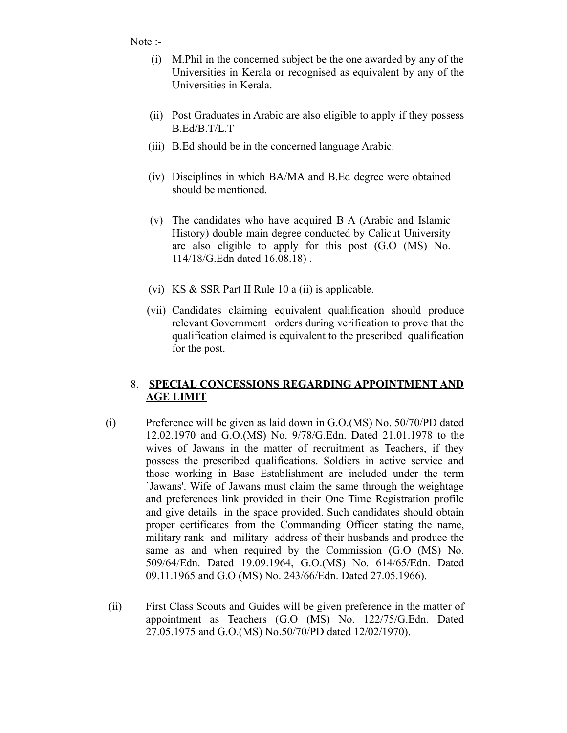Note :-

(i) M.Phil in the concerned subject be the one awarded by any of the Universities in Kerala or recognised as equivalent by any of the Universities in Kerala.

(ii) Post Graduates in Arabic are also eligible to apply if they possess B.Ed/B.T/L.T

(iii) B.Ed should be in the concerned language Arabic.

(iv) Disciplines in which BA/MA and B.Ed degree were obtained should be mentioned.

(v) The candidates who have acquired B A (Arabic and Islamic History) double main degree conducted by Calicut University are also eligible to apply for this post (G.O (MS) No. 114/18/G.Edn dated 16.08.18) .

(vi) KS & SSR Part II Rule 10 a (ii) is applicable.

(vii) Candidates claiming equivalent qualification should produce relevant Government orders during verification to prove that the qualification claimed is equivalent to the prescribed qualification for the post.

8. **<u>SPECIAL CONCESSIONS REGARDING APPOINTMENT AND AGE LIMIT</u>**

(i) Preference will be given as laid down in G.O.(MS) No. 50/70/PD dated 12.02.1970 and G.O.(MS) No. 9/78/G.Edn. Dated 21.01.1978 to the wives of Jawans in the matter of recruitment as Teachers, if they possess the prescribed qualifications. Soldiers in active service and those working in Base Establishment are included under the term `Jawans'. Wife of Jawans must claim the same through the weightage and preferences link provided in their One Time Registration profile and give details in the space provided. Such candidates should obtain proper certificates from the Commanding Officer stating the name, military rank and military address of their husbands and produce the same as and when required by the Commission (G.O (MS) No. 509/64/Edn. Dated 19.09.1964, G.O.(MS) No. 614/65/Edn. Dated 09.11.1965 and G.O (MS) No. 243/66/Edn. Dated 27.05.1966).

(ii) First Class Scouts and Guides will be given preference in the matter of appointment as Teachers (G.O (MS) No. 122/75/G.Edn. Dated 27.05.1975 and G.O.(MS) No.50/70/PD dated 12/02/1970).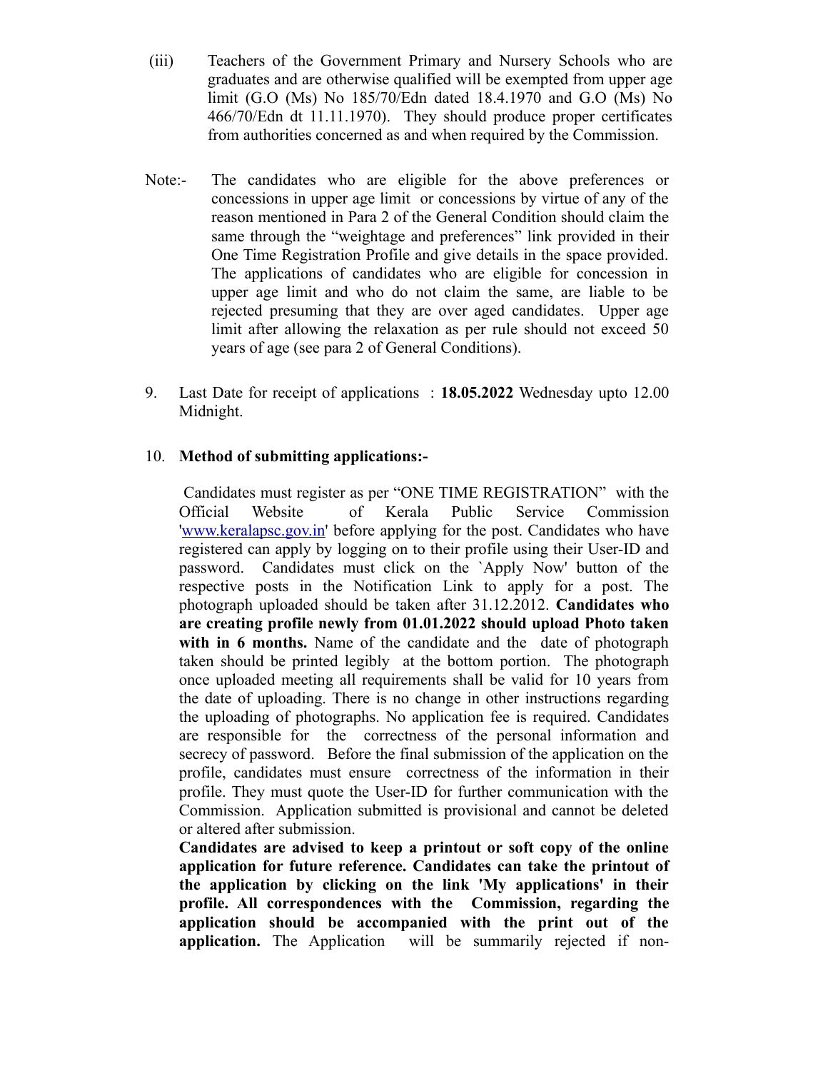(iii) Teachers of the Government Primary and Nursery Schools who are graduates and are otherwise qualified will be exempted from upper age limit (G.O (Ms) No 185/70/Edn dated 18.4.1970 and G.O (Ms) No 466/70/Edn dt 11.11.1970). They should produce proper certificates from authorities concerned as and when required by the Commission.

Note:- The candidates who are eligible for the above preferences or concessions in upper age limit or concessions by virtue of any of the reason mentioned in Para 2 of the General Condition should claim the same through the "weightage and preferences" link provided in their One Time Registration Profile and give details in the space provided. The applications of candidates who are eligible for concession in upper age limit and who do not claim the same, are liable to be rejected presuming that they are over aged candidates. Upper age limit after allowing the relaxation as per rule should not exceed 50 years of age (see para 2 of General Conditions).

9. Last Date for receipt of applications : **18.05.2022** Wednesday upto 12.00 Midnight.

10. **Method of submitting applications:-**

Candidates must register as per "ONE TIME REGISTRATION" with the Official Website of Kerala Public Service Commission 'www.keralapsc.gov.in' before applying for the post. Candidates who have registered can apply by logging on to their profile using their User-ID and password. Candidates must click on the `Apply Now' button of the respective posts in the Notification Link to apply for a post. The photograph uploaded should be taken after 31.12.2012. **Candidates who are creating profile newly from 01.01.2022 should upload Photo taken with in 6 months.** Name of the candidate and the date of photograph taken should be printed legibly at the bottom portion. The photograph once uploaded meeting all requirements shall be valid for 10 years from the date of uploading. There is no change in other instructions regarding the uploading of photographs. No application fee is required. Candidates are responsible for the correctness of the personal information and secrecy of password. Before the final submission of the application on the profile, candidates must ensure correctness of the information in their profile. They must quote the User-ID for further communication with the Commission. Application submitted is provisional and cannot be deleted or altered after submission.

**Candidates are advised to keep a printout or soft copy of the online application for future reference. Candidates can take the printout of the application by clicking on the link 'My applications' in their profile. All correspondences with the Commission, regarding the application should be accompanied with the print out of the application.** The Application will be summarily rejected if non-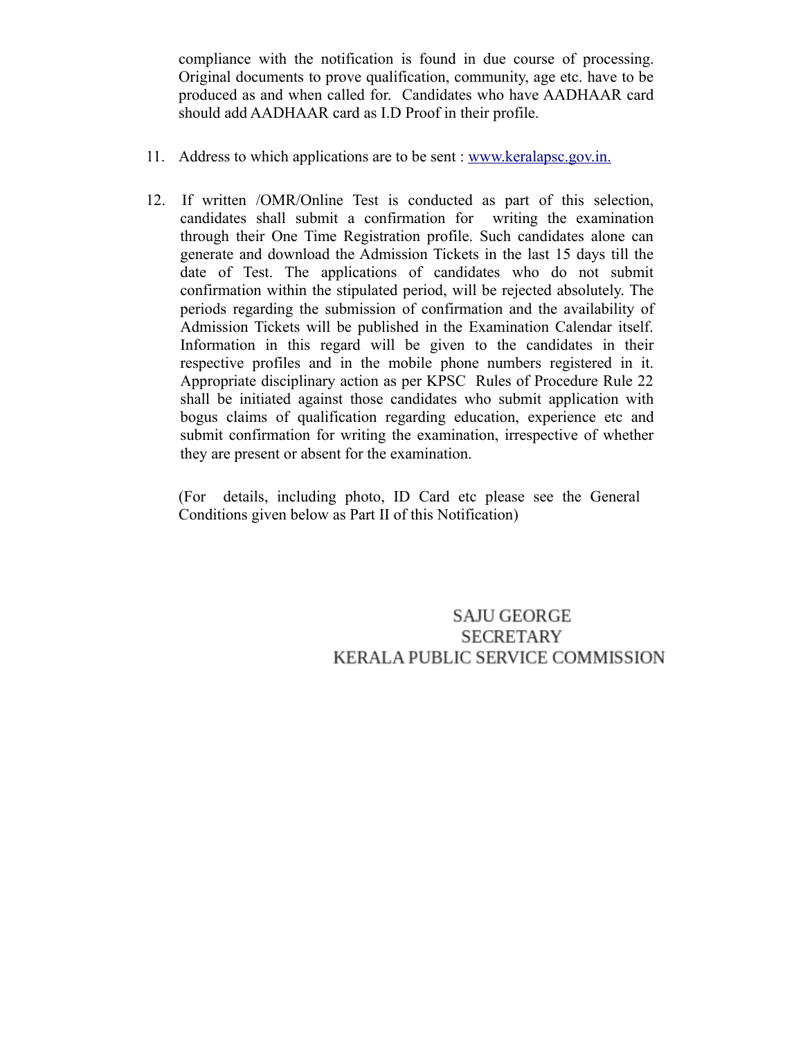compliance with the notification is found in due course of processing. Original documents to prove qualification, community, age etc. have to be produced as and when called for. Candidates who have AADHAAR card should add AADHAAR card as I.D Proof in their profile.

11. Address to which applications are to be sent : www.keralapsc.gov.in.

12. If written /OMR/Online Test is conducted as part of this selection, candidates shall submit a confirmation for writing the examination through their One Time Registration profile. Such candidates alone can generate and download the Admission Tickets in the last 15 days till the date of Test. The applications of candidates who do not submit confirmation within the stipulated period, will be rejected absolutely. The periods regarding the submission of confirmation and the availability of Admission Tickets will be published in the Examination Calendar itself. Information in this regard will be given to the candidates in their respective profiles and in the mobile phone numbers registered in it. Appropriate disciplinary action as per KPSC Rules of Procedure Rule 22 shall be initiated against those candidates who submit application with bogus claims of qualification regarding education, experience etc and submit confirmation for writing the examination, irrespective of whether they are present or absent for the examination.

(For details, including photo, ID Card etc please see the General Conditions given below as Part II of this Notification)

SAJU GEORGE
SECRETARY
KERALA PUBLIC SERVICE COMMISSION